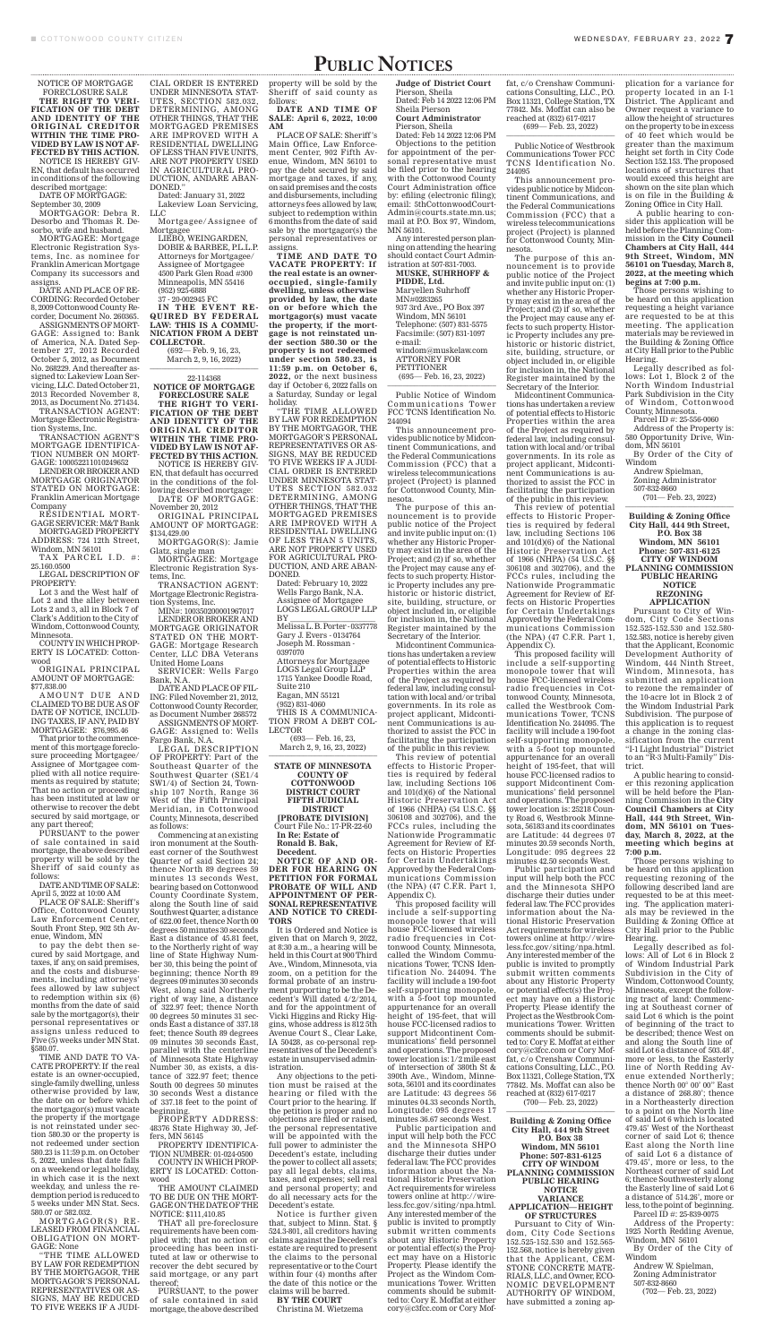# PUBLIC NOTICES

NOTICE OF MORTGAGE FORECLOSURE SALE

**THE RIGHT TO VERIFICATION OF THE DEBT AND IDENTITY OF THE ORIGINAL CREDITOR WITHIN THE TIME PROVIDED BY LAW IS NOT AFFECTED BY THIS ACTION.**

NOTICE IS HEREBY GIVEN, that default has occurred in conditions of the following described mortgage:

DATE OF MORTGAGE: September 30, 2009

MORTGAGOR: Debra R. Desorbo and Thomas R. Desorbo, wife and husband.

MORTGAGEE: Mortgage Electronic Registration Systems, Inc. as nominee for Franklin American Mortgage Company its successors and assigns.

DATE AND PLACE OF RECORDING: Recorded October 8, 2009 Cottonwood County Recorder, Document No. 260365.

ASSIGNMENTS OF MORTGAGE: Assigned to: Bank of America, N.A. Dated September 27, 2012 Recorded October 5, 2012, as Document No. 268229. And thereafter assigned to: Lakeview Loan Servicing, LLC. Dated October 21, 2013 Recorded November 8, 2013, as Document No. 271434.

TRANSACTION AGENT: Mortgage Electronic Registration Systems, Inc.

TRANSACTION AGENT'S MORTGAGE IDENTIFICATION NUMBER ON MORTGAGE: 100052210024965?

LENDER OR BROKER AND MORTGAGE ORIGINATOR STATED ON MORTGAGE: Franklin American Mortgage Company

RESIDENTIAL MORTGAGE SERVICER: M&T Bank

MORTGAGED PROPERTY ADDRESS: 724 12th Street, Windom, MN 56101

TAX PARCEL I.D. #: 25.160.0500

LEGAL DESCRIPTION OF PROPERTY:

Lot 3 and the West half of Lot 2 and the alley between Lots 2 and 3, all in Block 7 of Clark's Addition to the City of Windom, Cottonwood County, Minnesota.

COUNTY IN WHICH PROPERTY IS LOCATED: Cottonwood

ORIGINAL PRINCIPAL AMOUNT OF MORTGAGE: $77,838.00

AMOUNT DUE AND CLAIMED TO BE DUE AS OF DATE OF NOTICE, INCLUDING TAXES, IF ANY, PAID BY MORTGAGEE: $76,995.46

That prior to the commencement of this mortgage foreclosure proceeding Mortgagee/Assignee of Mortgagee complied with all notice requirements as required by statute; That no action or proceeding has been instituted at law or otherwise to recover the debt secured by said mortgage, or any part thereof;

PURSUANT to the power of sale contained in said mortgage, the above described property will be sold by the Sheriff of said county as follows:

DATE AND TIME OF SALE: April 5, 2022 at 10:00 AM

PLACE OF SALE: Sheriff's Office, Cottonwood County Law Enforcement Center, South Front Step, 902 5th Avenue, Windom, MN

to pay the debt then secured by said Mortgage, and taxes, if any, on said premises, and the costs and disbursements, including attorneys' fees allowed by law subject to redemption within six (6) months from the date of said sale by the mortgagor(s), their personal representatives or assigns unless reduced to Five (5) weeks under MN Stat. §580.07.

TIME AND DATE TO VACATE PROPERTY: If the real estate is an owner-occupied, single-family dwelling, unless otherwise provided by law, the date on or before which the mortgagor(s) must vacate the property if the mortgage is not reinstated under section 580.30 or the property is not redeemed under section 580.23 is 11:59 p.m. on October 5, 2022, unless that date falls on a weekend or legal holiday, in which case it is the next weekday, and unless the redemption period is reduced to 5 weeks under MN Stat. Secs. 580.07 or 582.032.

MORTGAGOR(S) RELEASED FROM FINANCIAL OBLIGATION ON MORTGAGE: None

"THE TIME ALLOWED BY LAW FOR REDEMPTION BY THE MORTGAGOR, THE MORTGAGOR'S PERSONAL REPRESENTATIVES OR ASSIGNS, MAY BE REDUCED TO FIVE WEEKS IF A JUDICIAL ORDER IS ENTERED UNDER MINNESOTA STATUTES, SECTION 582.032, DETERMINING, AMONG OTHER THINGS, THAT THE MORTGAGED PREMISES ARE IMPROVED WITH A RESIDENTIAL DWELLING OF LESS THAN FIVE UNITS, ARE NOT PROPERTY USED IN AGRICULTURAL PRODUCTION, AND ARE ABANDONED."

Dated: January 31, 2022

Lakeview Loan Servicing, LLC

Mortgagee/Assignee of Mortgagee

LIEBO, WEINGARDEN, DOBIE & BARBEE, P.L.L.P.
Attorneys for Mortgagee/Assignee of Mortgagee
4500 Park Glen Road #300
Minneapolis, MN 55416
(952) 925-6888
37 - 20-002945 FC

**IN THE EVENT REQUIRED BY FEDERAL LAW: THIS IS A COMMUNICATION FROM A DEBT COLLECTOR.**

(692— Feb. 9, 16, 23, March 2, 9, 16, 2022)

22-114368

**NOTICE OF MORTGAGE FORECLOSURE SALE**

**THE RIGHT TO VERIFICATION OF THE DEBT AND IDENTITY OF THE ORIGINAL CREDITOR WITHIN THE TIME PROVIDED BY LAW IS NOT AFFECTED BY THIS ACTION.**

NOTICE IS HEREBY GIVEN, that default has occurred in the conditions of the following described mortgage:

DATE OF MORTGAGE: November 20, 2012

ORIGINAL PRINCIPAL AMOUNT OF MORTGAGE: $134,429.00

MORTGAGOR(S): Jamie Glatz, single man

MORTGAGEE: Mortgage Electronic Registration Systems, Inc.

TRANSACTION AGENT: Mortgage Electronic Registration Systems, Inc.

MIN#: 100350200001967017

LENDER OR BROKER AND MORTGAGE ORIGINATOR STATED ON THE MORTGAGE: Mortgage Research Center, LLC DBA Veterans United Home Loans

SERVICER: Wells Fargo Bank, N.A.

DATE AND PLACE OF FILING: Filed November 21, 2012, Cottonwood County Recorder, as Document Number 268572

ASSIGNMENTS OF MORTGAGE: Assigned to: Wells Fargo Bank, N.A.

LEGAL DESCRIPTION OF PROPERTY: Part of the Southeast Quarter of the Southwest Quarter (SE1/4 SW1/4) of Section 24, Township 107 North, Range 36 West of the Fifth Principal Meridian, in Cottonwood County, Minnesota, described as follows:

Commencing at an existing iron monument at the Southeast corner of the Southwest Quarter of said Section 24; thence North 89 degrees 59 minutes 13 seconds West, bearing based on Cottonwood County Coordinate System, along the South line of said Southwest Quarter, a distance of 622.00 feet, thence North 00 degrees 30 minutes 30 seconds East a distance of 45.81 feet, to the Northerly right of way line of State Highway Number 30, this being the point of beginning; thence North 89 degrees 09 minutes 30 seconds West, along said Northerly right of way line, a distance of 322.97 feet; thence North 00 degrees 50 minutes 31 seconds East a distance of 337.18 feet; thence South 89 degrees 09 minutes 30 seconds East, parallel with the centerline of Minnesota State Highway Number 30, as exists, a distance of 322.97 feet; thence South 00 degrees 50 minutes 30 seconds West a distance of 337.18 feet to the point of beginning.

PROPERTY ADDRESS: 48376 State Highway 30, Jeffers, MN 56145

PROPERTY IDENTIFICATION NUMBER: 01-024-0500

COUNTY IN WHICH PROPERTY IS LOCATED: Cottonwood

THE AMOUNT CLAIMED TO BE DUE ON THE MORTGAGE ON THE DATE OF THE NOTICE: $111,410.85

THAT all pre-foreclosure requirements have been complied with; that no action or proceeding has been instituted at law or otherwise to recover the debt secured by said mortgage, or any part thereof;

PURSUANT, to the power of sale contained in said mortgage, the above described property will be sold by the Sheriff of said county as follows:

**DATE AND TIME OF SALE: April 6, 2022, 10:00 AM**

PLACE OF SALE: Sheriff's Main Office, Law Enforcement Center, 902 Fifth Avenue, Windom, MN 56101 to pay the debt secured by said mortgage and taxes, if any, on said premises and the costs and disbursements, including attorneys fees allowed by law, subject to redemption within 6 months from the date of said sale by the mortgagor(s) the personal representatives or assigns.

**TIME AND DATE TO VACATE PROPERTY: If the real estate is an owner-occupied, single-family dwelling, unless otherwise provided by law, the date on or before which the mortgagor(s) must vacate the property, if the mortgage is not reinstated under section 580.30 or the property is not redeemed under section 580.23, is 11:59 p.m. on October 6, 2022**, or the next business day if October 6, 2022 falls on a Saturday, Sunday or legal holiday.

"THE TIME ALLOWED BY LAW FOR REDEMPTION BY THE MORTGAGOR, THE MORTGAGOR'S PERSONAL REPRESENTATIVES OR ASSIGNS, MAY BE REDUCED TO FIVE WEEKS IF A JUDICIAL ORDER IS ENTERED UNDER MINNESOTA STATUTES SECTION 582.032 DETERMINING, AMONG OTHER THINGS, THAT THE MORTGAGED PREMISES ARE IMPROVED WITH A RESIDENTIAL DWELLING OF LESS THAN 5 UNITS, ARE NOT PROPERTY USED FOR AGRICULTURAL PRODUCTION, AND ARE ABANDONED.

Dated: February 10, 2022
Wells Fargo Bank, N.A.
Assignee of Mortgagee
LOGS LEGAL GROUP LLP
BY
Melissa L. B. Porter - 0337778
Gary J. Evers - 0134764
Joseph M. Rossman - 0397070
Attorneys for Mortgagee
LOGS Legal Group LLP
1715 Yankee Doodle Road, Suite 210
Eagan, MN 55121
(952) 831-4060

THIS IS A COMMUNICATION FROM A DEBT COLLECTOR

(693— Feb. 16, 23, March 2, 9, 16, 23, 2022)

**STATE OF MINNESOTA COUNTY OF COTTONWOOD DISTRICT COURT FIFTH JUDICIAL DISTRICT [PROBATE DIVISION]**
Court File No.: 17-PR-22-60
**In Re: Estate of Ronald B. Bak, Decedent.**

**NOTICE OF AND ORDER FOR HEARING ON PETITION FOR FORMAL PROBATE OF WILL AND APPOINTMENT OF PERSONAL REPRESENTATIVE AND NOTICE TO CREDITORS**

It is Ordered and Notice is given that on March 9, 2022, at 8:30 a.m., a hearing will be held in this Court at 900 Third Ave., Windom, Minnesota, via zoom, on a petition for the formal probate of an instrument purporting to be the Decedent's Will dated 4/2/2014, and for the appointment of Vicki Higgins and Ricky Higgins, whose address is 812 5th Avenue Court S., Clear Lake, IA 50428, as co-personal representatives of the Decedent's estate in unsupervised administration.

Any objections to the petition must be raised at the hearing or filed with the Court prior to the hearing. If the petition is proper and no objections are filed or raised, the personal representative will be appointed with the full power to administer the Decedent's estate, including the power to collect all assets; pay all legal debts, claims, taxes, and expenses; sell real and personal property; and do all necessary acts for the Decedent's estate.

Notice is further given that, subject to Minn. Stat. § 524.3-801, all creditors having claims against the Decedent's estate are required to present the claims to the personal representative or to the Court within four (4) months after the date of this notice or the claims will be barred.

**BY THE COURT**
Christina M. Wietzema
**Judge of District Court**
Pierson, Sheila
Dated: Feb 14 2022 12:06 PM
Sheila Pierson
**Court Administrator**
Pierson, Sheila
Dated: Feb 14 2022 12:06 PM

Objections to the petition for appointment of the personal representative must be filed prior to the hearing with the Cottonwood County Court Administration office by: efiling (electronic filing); email: 5thCottonwoodCourtAdmin@courts.state.mn.us; mail at P.O. Box 97, Windom, MN 56101.

Any interested person planning on attending the hearing should contact Court Administration at 507-831-7003.

**MUSKE, SUHRHOFF & PIDDE, Ltd.**
Maryellen Suhrhoff
MN#0283265
937 3rd Ave., PO Box 397
Windom, MN 56101
Telephone: (507) 831-5575
Facsimile: (507) 831-1097
e-mail:
windom@muskelaw.com
ATTORNEY FOR PETITIONER

(695— Feb. 16, 23, 2022)

Public Notice of Windom Communications Tower FCC TCNS Identification No. 244094

This announcement provides public notice by Midcontinent Communications, and the Federal Communications Commission (FCC) that a wireless telecommunications project (Project) is planned for Cottonwood County, Minnesota.

The purpose of this announcement is to provide public notice of the Project and invite public input on: (1) whether any Historic Property may exist in the area of the Project; and (2) if so, whether the Project may cause any effects to such property. Historic Property includes any prehistoric or historic district, site, building, structure, or object included in, or eligible for inclusion in, the National Register maintained by the Secretary of the Interior.

Midcontinent Communications has undertaken a review of potential effects to Historic Properties within the area of the Project as required by federal law, including consultation with local and/or tribal governments. In its role as project applicant, Midcontinent Communications is authorized to assist the FCC in facilitating the participation of the public in this review.

This review of potential effects to Historic Properties is required by federal law, including Sections 106 and 101(d)(6) of the National Historic Preservation Act of 1966 (NHPA) (54 U.S.C. §§ 306108 and 302706), and the FCCs rules, including the Nationwide Programmatic Agreement for Review of Effects on Historic Properties for Certain Undertakings Approved by the Federal Communications Commission (the NPA) (47 C.F.R. Part 1, Appendix C).

This proposed facility will include a self-supporting monopole tower that will house FCC-licensed wireless radio frequencies in Cottonwood County, Minnesota, called the Windom Communications Tower, TCNS Identification No. 244094. The facility will include a 190-foot self-supporting monopole, with a 5-foot top mounted appurtenance for an overall height of 195-feet, that will house FCC-licensed radios to support Midcontinent Communications' field personnel and operations. The proposed tower location is: 1/2 mile east of intersection of 380th St & 390th Ave., Windom, Minnesota, 56101 and its coordinates are Latitude: 43 degrees 56 minutes 04.33 seconds North, Longitude: 095 degrees 17 minutes 36.67 seconds West.

Public participation and input will help both the FCC and the Minnesota SHPO discharge their duties under federal law. The FCC provides information about the National Historic Preservation Act requirements for wireless towers online at http://wireless.fcc.gov/siting/npa.html. Any interested member of the public is invited to promptly submit written comments about any Historic Property or potential effect(s) the Project may have on a Historic Property. Please identify the Project as the Windom Communications Tower. Written comments should be submitted to: Cory E. Moffat at either cory@c3fcc.com or Cory Moffat, c/o Crenshaw Communications Consulting, LLC., P.O. Box 11321, College Station, TX 77842. Ms. Moffat can also be reached at (832) 617-0217

(699— Feb. 23, 2022)

Public Notice of Westbrook Communications Tower FCC TCNS Identification No. 244095

This announcement provides public notice by Midcontinent Communications, and the Federal Communications Commission (FCC) that a wireless telecommunications project (Project) is planned for Cottonwood County, Minnesota.

The purpose of this announcement is to provide public notice of the Project and invite public input on: (1) whether any Historic Property may exist in the area of the Project; and (2) if so, whether the Project may cause any effects to such property. Historic Property includes any prehistoric or historic district, site, building, structure, or object included in, or eligible for inclusion in, the National Register maintained by the Secretary of the Interior.

Midcontinent Communications has undertaken a review of potential effects to Historic Properties within the area of the Project as required by federal law, including consultation with local and/or tribal governments. In its role as project applicant, Midcontinent Communications is authorized to assist the FCC in facilitating the participation of the public in this review.

This review of potential effects to Historic Properties is required by federal law, including Sections 106 and 101(d)(6) of the National Historic Preservation Act of 1966 (NHPA) (54 U.S.C. §§ 306108 and 302706), and the FCCs rules, including the Nationwide Programmatic Agreement for Review of Effects on Historic Properties for Certain Undertakings Approved by the Federal Communications Commission (the NPA) (47 C.F.R. Part 1, Appendix C).

This proposed facility will include a self-supporting monopole tower that will house FCC-licensed wireless radio frequencies in Cottonwood County, Minnesota, called the Westbrook Communications Tower, TCNS Identification No. 244095. The facility will include a 190-foot self-supporting monopole, with a 5-foot top mounted appurtenance for an overall height of 195-feet, that will house FCC-licensed radios to support Midcontinent Communications' field personnel and operations. The proposed tower location is: 25218 County Road 6, Westbrook Minnesota, 56183 and its coordinates are Latitude: 44 degrees 07 minutes 20.59 seconds North, Longitude: 095 degrees 22 minutes 42.50 seconds West.

Public participation and input will help both the FCC and the Minnesota SHPO discharge their duties under federal law. The FCC provides information about the National Historic Preservation Act requirements for wireless towers online at http://wireless.fcc.gov/siting/npa.html. Any interested member of the public is invited to promptly submit written comments about any Historic Property or potential effect(s) the Project may have on a Historic Property. Please identify the Project as the Westbrook Communications Tower. Written comments should be submitted to: Cory E. Moffat at either cory@c3fcc.com or Cory Moffat, c/o Crenshaw Communications Consulting, LLC., P.O. Box 11321, College Station, TX 77842. Ms. Moffat can also be reached at (832) 617-0217

(700— Feb. 23, 2022)

**Building & Zoning Office City Hall, 444 9th Street P.O. Box 38 Windom, MN 56101 Phone: 507-831-6125 CITY OF WINDOM PLANNING COMMISSION PUBLIC HEARING NOTICE VARIANCE APPLICATION—HEIGHT OF STRUCTURES**

Pursuant to City of Windom, City Code Sections 152.525-152.530 and 152.565-152.568, notice is hereby given that the Applicant, CEMSTONE CONCRETE MATERIALS, LLC, and Owner, ECONOMIC DEVELOPMENT AUTHORITY OF WINDOM, have submitted a zoning application for a variance for property located in an I-1 District. The Applicant and Owner request a variance to allow the height of structures on the property to be in excess of 40 feet which would be greater than the maximum height set forth in City Code Section 152.153. The proposed locations of structures that would exceed this height are shown on the site plan which is on file in the Building & Zoning Office in City Hall.

A public hearing to consider this application will be held before the Planning Commission in the **City Council Chambers at City Hall, 444 9th Street, Windom, MN 56101 on Tuesday, March 8, 2022, at the meeting which begins at 7:00 p.m.**

Those persons wishing to be heard on this application requesting a height variance are requested to be at this meeting. The application materials may be reviewed in the Building & Zoning Office at City Hall prior to the Public Hearing.

Legally described as follows: Lot 1, Block 2 of the North Windom Industrial Park Subdivision in the City of Windom, Cottonwood County, Minnesota.

Parcel ID #: 25-556-0060

Address of the Property is: 580 Opportunity Drive, Windom, MN 56101

By Order of the City of Windom
Andrew Spielman,
Zoning Administrator
507-832-8660

(701— Feb. 23, 2022)

**Building & Zoning Office City Hall, 444 9th Street, P.O. Box 38 Windom, MN 56101 Phone: 507-831-6125 CITY OF WINDOM PLANNING COMMISSION PUBLIC HEARING NOTICE REZONING APPLICATION**

Pursuant to City of Windom, City Code Sections 152.525-152.530 and 152.580-152.585, notice is hereby given that the Applicant, Economic Development Authority of Windom, 444 Ninth Street, Windom, Minnesota, has submitted an application to rezone the remainder of the 10-acre lot in Block 2 of the Windom Industrial Park Subdivision. The purpose of this application is to request a change in the zoning classification from the current "I-1 Light Industrial" District to an "R-3 Multi-Family" District.

A public hearing to consider this rezoning application will be held before the Planning Commission in the **City Council Chambers at City Hall, 444 9th Street, Windom, MN 56101 on Tuesday, March 8, 2022, at the meeting which begins at 7:00 p.m.**

Those persons wishing to be heard on this application requesting rezoning of the following described land are requested to be at this meeting. The application materials may be reviewed in the Building & Zoning Office at City Hall prior to the Public Hearing.

Legally described as follows: All of Lot 6 in Block 2 of Windom Industrial Park Subdivision in the City of Windom, Cottonwood County, Minnesota, except the following tract of land: Commencing at Southeast corner of said Lot 6 which is the point of beginning of the tract to be described; thence West on and along the South line of said Lot 6 a distance of 503.48', more or less, to the Easterly line of North Redding Avenue extended Northerly; thence North 00° 00' 00" East a distance of 268.80'; thence in a Northeasterly direction to a point on the North line of said Lot 6 which is located 479.45' West of the Northeast corner of said Lot 6; thence East along the North line of said Lot 6 a distance of 479.45', more or less, to the Northeast corner of said Lot 6; thence Southwesterly along the Easterly line of said Lot 6 a distance of 514.26', more or less, to the point of beginning.

Parcel ID #: 25-859-0075

Address of the Property: 1925 North Redding Avenue, Windom, MN 56101

By Order of the City of Windom
Andrew W. Spielman,
Zoning Administrator
507-832-8660

(702— Feb. 23, 2022)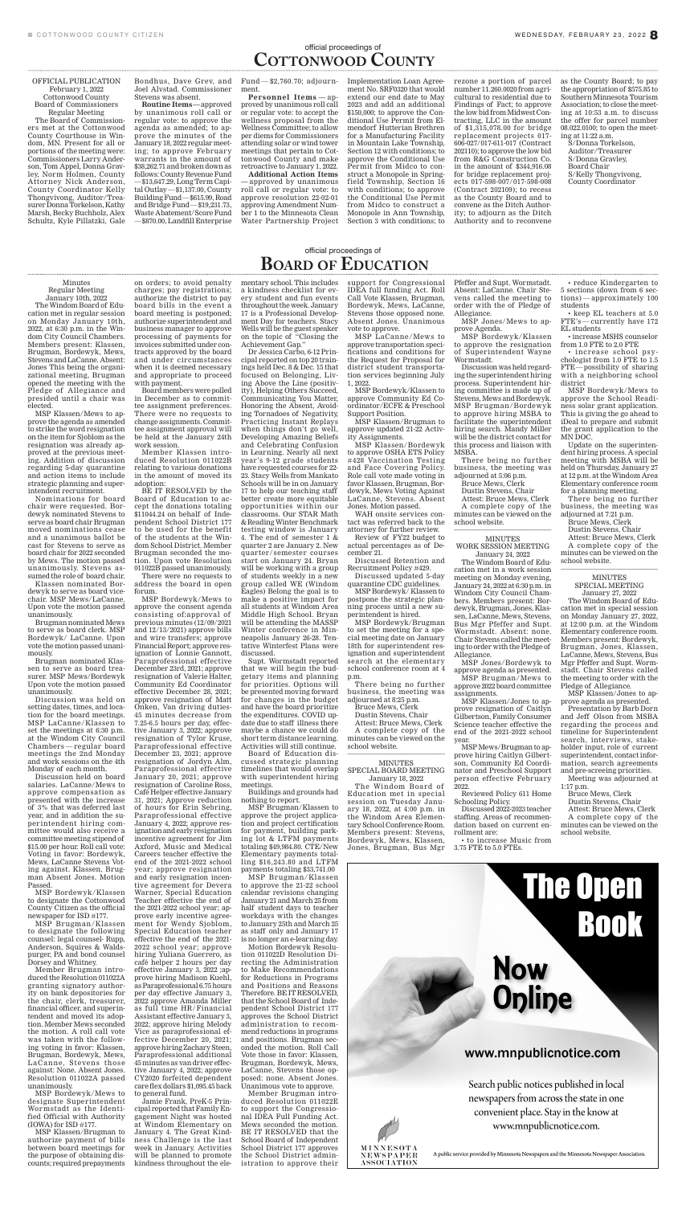# official proceedings of COTTONWOOD COUNTY

OFFICIAL PUBLICATION
February 1, 2022
Cottonwood County
Board of Commissioners
Regular Meeting

The Board of Commissioners met at the Cottonwood County Courthouse in Windom, MN. Present for all or portions of the meeting were: Commissioners Larry Anderson, Tom Appel, Donna Gravley, Norm Holmen, County Attorney Nick Anderson, County Coordinator Kelly Thongvivong, Auditor/Treasurer Donna Torkelson, Kathy Marsh, Becky Buchholz, Alex Schultz, Kyle Pillatzki, Gale Bondhus, Dave Grev, and Joel Alvstad. Commissioner Stevens was absent.

**Routine Items** — approved by unanimous roll call or regular vote: to approve the agenda as amended; to approve the minutes of the January 18, 2022 regular meeting; to approve February warrants in the amount of $38,262.71 and broken down as follows: County Revenue Fund —$13,647.29, Long Term Capital Outlay—$1,137.00, County Building Fund—$615.99, Road and Bridge Fund—$19,231.73, Waste Abatement/Score Fund —$870.00, Landfill Enterprise Fund—$2,760.70; adjournment.

**Personnel Items** — approved by unanimous roll call or regular vote: to accept the wellness proposal from the Wellness Committee; to allow per diems for Commissioners attending solar or wind tower meetings that pertain to Cottonwood County and make retroactive to January 1, 2022.

**Additional Action Items** — approved by unanimous roll call or regular vote: to approve resolution 22-02-01 approving Amendment Number 1 to the Minnesota Clean Water Partnership Project Implementation Loan Agreement No. SRF0320 that would extend our end date to May 2023 and add an additional $150,000; to approve the Conditional Use Permit from Elmendorf Hutterian Brethren for a Manufacturing Facility in Mountain Lake Township, Section 12 with conditions; to approve the Conditional Use Permit from Midco to construct a Monopole in Springfield Township, Section 16 with conditions; to approve the Conditional Use Permit from Midco to construct a Monopole in Ann Township, Section 3 with conditions; to rezone a portion of parcel number 11.260.0020 from agricultural to residential due to Findings of Fact; to approve the low bid from Midwest Contracting, LLC in the amount of $1,315,078.00 for bridge replacement projects 017-606-027/017-611-017 (Contract 202110); to approve the low bid from R&G Construction Co. in the amount of $344,916.08 for bridge replacement projects 017-598-007/017-598-008 (Contract 202109); to recess as the County Board and to convene as the Ditch Authority; to adjourn as the Ditch Authority and to reconvene as the County Board; to pay the appropriation of $575.85 to Southern Minnesota Tourism Association; to close the meeting at 10:53 a.m. to discuss the offer for parcel number 08.022.0100; to open the meeting at 11:22 a.m.

S/Donna Torkelson,
Auditor/Treasurer
S/Donna Gravley,
Board Chair
S/Kelly Thongvivong,
County Coordinator

# official proceedings of BOARD OF EDUCATION

Minutes
Regular Meeting
January 10th, 2022

The Windom Board of Education met in regular session on Monday January 10th, 2022, at 6:30 p.m. in the Windom City Council Chambers. Members present: Klassen, Brugman, Bordewyk, Mews, Stevens and LaCanne. Absent: Jones This being the organizational meeting, Brugman opened the meeting with the Pledge of Allegiance and presided until a chair was elected.

MSP Klassen/Mews to approve the agenda as amended to strike the word resignation on the item for Sjoblom as the resignation was already approved at the previous meeting. Addition of discussion regarding 5-day quarantine and action items to include strategic planning and superintendent recruitment.

Nominations for board chair were requested. Bordewyk nominated Stevens to serve as board chair Brugman moved nominations cease and a unanimous ballot be cast for Stevens to serve as board chair for 2022 seconded by Mews. The motion passed unanimously. Stevens assumed the role of board chair.

Klassen nominated Bordewyk to serve as board vice-chair. MSP Mews/LaCanne. Upon vote the motion passed unanimously.

Brugman nominated Mews to serve as board clerk. MSP Bordewyk/ LaCanne. Upon vote the motion passed unanimously.

Brugman nominated Klassen to serve as board treasurer. MSP Mews/Bordewyk Upon vote the motion passed unanimously.

Discussion was held on setting dates, times, and location for the board meetings. MSP LaCanne/Klassen to set the meetings at 6:30 p.m. at the Windom City Council Chambers — regular board meetings the 2nd Monday and work sessions on the 4th Monday of each month.

Discussion held on board salaries. LaCanne/Mews to approve compensation as presented with the increase of 3% that was deferred last year, and in addition the superintendent hiring committee would also receive a committee meeting stipend of $15.00 per hour. Roll call vote: Voting in favor: Bordewyk, Mews, LaCanne Stevens Voting against. Klassen, Brugman Absent Jones. Motion Passed.

MSP Bordewyk/Klassen to designate the Cottonwood County Citizen as the official newspaper for ISD #177.

MSP Brugman/Klassen to designate the following counsel: legal counsel- Rupp, Anderson, Squires & Waldspurger, PA and bond counsel Dorsey and Whitney.

Member Brugman introduced the Resolution 011022A granting signatory authority on bank depositories for the chair, clerk, treasurer, financial officer, and superintendent and moved its adoption. Member Mews seconded the motion. A roll call vote was taken with the following voting in favor: Klassen, Brugman, Bordewyk, Mews, LaCanne, Stevens those against: None. Absent Jones. Resolution 011022A passed unanimously.

MSP Bordewyk/Mews to designate Superintendent Wormstadt as the Identified Official with Authority (IOWA) for ISD #177.

MSP Klassen/Brugman to authorize payment of bills between board meetings for the purpose of obtaining discounts; required prepayments on orders; to avoid penalty charges; pay registrations; authorize the district to pay board bills in the event a board meeting is postponed; authorize superintendent and business manager to approve processing of payments for invoices submitted under contracts approved by the board and under circumstances when it is deemed necessary and appropriate to proceed with payment.

Board members were polled in December as to committee assignment preferences. There were no requests to change assignments. Committee assignment approval will be held at the January 24th work session.

Member Klassen introduced Resolution 011022B relating to various donations in the amount of moved its adoption:

BE IT RESOLVED by the Board of Education to accept the donations totaling $11044.24 on behalf of Independent School District 177 to be used for the benefit of the students at the Windom School District. Member Brugman seconded the motion. Upon vote Resolution 011022B passed unanimously.

There were no requests to address the board in open forum.

MSP Bordewyk/Mews to approve the consent agenda consisting of:approval of previous minutes (12/09/2021 and 12/13/2021) approve bills and wire transfers; approve Financial Report; approve resignation of Lonnie Gannott, Paraprofessional effective December 23rd, 2021; approve resignation of Valerie Halter, Community Ed Coordinator effective December 28, 2021; approve resignation of Matt Onken, Van driving duties- 45 minutes decrease from 7.25-6.5 hours per day, effective January 3, 2022; approve resignation of Tylor Kruse, Paraprofessional effective December 23, 2021; approve resignation of Jordyn Alm, Paraprofessional effective January 20, 2021; approve resignation of Caroline Ross, Café Helper effective January 31, 2021; Approve reduction of hours for Erin Sebring, Paraprofessional effective January 4, 2022; approve resignation and early resignation incentive agreement for Jim Axford, Music and Medical Careers teacher effective the end of the 2021-2022 school year; approve resignation and early resignation incentive agreement for Devera Warner, Special Education Teacher effective the end of the 2021-2022 school year; approve early incentive agreement for Wendy Sjoblom, Special Education teacher effective the end of the 2021-2022 school year; approve hiring Yuliana Guerrero, as café helper 2 hours per day effective January 3, 2022 ;approve hiring Madison Kuehl, as Paraprofessional 6.75 hours per day effective January 3, 2022 approve Amanda Miller as full time HR/Financial Assistant effective January 3, 2022; approve hiring Melody Vice as paraprofessional effective December 20, 2021; approve hiring Zachary Steen, Paraprofessional additional 45 minutes as van driver effective January 4, 2022; approve CY2020 forfeited dependent care flex dollars $1,095.45 back to general fund.

Jamie Frank, PreK-5 Principal reported that Family Engagement Night was hosted at Windom Elementary on January 4. The Great Kindness Challenge is the last week in January. Activities will be planned to promote kindness throughout the elementary school. This includes a kindness checklist for every student and fun events throughout the week. January 17 is a Professional Development Day for teachers. Stacy Wells will be the guest speaker on the topic of "Closing the Achievement Gap."

Dr Jessica Carbo, 6-12 Principal reported on top 20 trainings held Dec. 8 & Dec. 15 that focused on Belonging, Living Above the Line (positivity). Helping Others Succeed, Communicating You Matter, Honoring the Absent, Avoiding Tornadoes of Negativity, Practicing Instant Replays when things don't go well, Developing Amazing Beliefs and Celebrating Confusion in Learning. Nearly all next year's 9-12 grade students have requested courses for 22-23. Stacy Wells from Mankato Schools will be in on January 17 to help our teaching staff better create more equitable opportunities within our classrooms. Our STAR Math & Reading Winter Benchmark testing window is January 4. The end of semester 1 & quarter 2 are January 2. New quarter/semester courses start on January 24. Bryan will be working with a group of students weekly in a new group called WE (Windom Eagles) Belong the goal is to make a positive impact for all students at Windom Area Middle High School. Bryan will be attending the MASSP Winter conference in Minneapolis January 26-28. Tentative Winterfest Plans were discussed.

Supt. Wormstadt reported that we will begin the budgetary items and planning for priorities. Options will be presented moving forward for changes in the budget and have the board prioritize the expenditures. COVID update due to staff illness there maybe a chance we could do short term distance learning. Activities will still continue.

Board of Education discussed strategic planning timelines that would overlap with superintendent hiring meetings.

Buildings and grounds had nothing to report.

MSP Brugman/Klassen to approve the project application and project certification for payment, building parking lot & LTFM payments totaling $49,984.80. CTE/New Elementary payments totaling $16,243.80 and LTFM payments totaling $33,741.00

MSP Brugman/Klassen to approve the 21-22 school calendar revisions changing January 21 and March 25 from half student days to teacher workdays with the changes to January 25th and March 25 as staff only and January 17 is no longer an e-learning day.

Motion Bordewyk Resolution 011022D Resolution Directing the Administration to Make Recommendations for Reductions in Programs and Positions and Reasons Therefore. BE IT RESOLVED, that the School Board of Independent School District 177 approves the School District administration to recommend reductions in programs and positions. Brugman seconded the motion. Roll Call Vote those in favor: Klassen, Brugman, Bordewyk, Mews, LaCanne, Stevens those opposed: none. Absent Jones, Unanimous vote to approve.

Member Brugman introduced Resolution 011022E to support the Congressional IDEA Full Funding Act. Mews seconded the motion. BE IT RESOLVED that the School Board of Independent School District 177 approves the School District administration to approve their support for Congressional IDEA Full funding Act. Roll Call Vote Klassen, Brugman, Bordewyk, Mews, LaCanne, Stevens those opposed none. Absent Jones. Unanimous vote to approve.

MSP LaCanne/Mews to approve transportation specifications and conditions for the Request for Proposal for district student transportation services beginning July 1, 2022.

MSP Bordewyk/Klassen to approve Community Ed Coordinator/ECFE & Preschool Support Position.

MSP Klassen/Brugman to approve updated 21-22 Activity Assignments.

MSP Klassen/Bordewyk to approve OSHA ETS Policy #428 Vaccination Testing and Face Covering Policy. Role call vote made voting in favor Klassen, Brugman, Bordewyk, Mews Voting Against LaCanne, Stevens. Absent Jones. Motion passed.

WAH onsite services contact was referred back to the attorney for further review.

Review of FY22 budget to actual percentages as of December 21.

Discussed Retention and Recruitment Policy #429.

Discussed updated 5-day quarantine CDC guidelines.

MSP Bordewyk/ Klassen to postpone the strategic planning process until a new superintendent is hired.

MSP Bordewyk/Brugman to set the meeting for a special meeting date on January 18th for superintendent resignation and superintendent search at the elementary school conference room at 4 p.m.

There being no further business, the meeting was adjourned at 8:25 p.m.

Bruce Mews, Clerk
Dustin Stevens, Chair
Attest: Bruce Mews, Clerk
A complete copy of the minutes can be viewed on the school website.

MINUTES
SPECIAL BOARD MEETING
January 18, 2022

The Windom Board of Education met in special session on Tuesday January 18, 2022, at 4:00 p.m. in the Windom Area Elementary School Conference Room. Members present: Stevens, Bordewyk, Mews, Klassen, Jones, Brugman, Bus Mgr Pfeffer and Supt. Wormstadt. Absent: LaCanne. Chair Stevens called the meeting to order with the of Pledge of Allegiance.

MSP Jones/Mews to approve Agenda.

MSP Bordewyk/Klassen to approve the resignation of Superintendent Wayne Wormstadt.

Discussion was held regarding the superintendent hiring process. Superintendent hiring committee is made up of Stevens, Mews and Bordewyk. MSP Brugman/Bordewyk to approve hiring MSBA to facilitate the superintendent hiring search. Mandy Miller will be the district contact for this process and liaison with MSBA.

There being no further business, the meeting was adjourned at 5:06 p.m.

Bruce Mews, Clerk
Dustin Stevens, Chair
Attest: Bruce Mews, Clerk
A complete copy of the minutes can be viewed on the school website.

MINUTES
WORK SESSION MEETING
January 24, 2022

The Windom Board of Education met in a work session meeting on Monday evening, January 24, 2022 at 6:30 p.m. in Windom City Council Chambers. Members present: Bordewyk, Brugman, Jones, Klassen, LaCanne, Mews, Stevens, Bus Mgr Pfeffer and Supt. Wormstadt. Absent: none. Chair Stevens called the meeting to order with the Pledge of Allegiance.

MSP Jones/Bordewyk to approve agenda as presented.

MSP Brugman/Mews to approve 2022 board committee assignments.

MSP Klassen/Jones to approve resignation of Caitlyn Gilbertson, Family Consumer Science teacher effective the end of the 2021-2022 school year.

MSP Mews/Brugman to approve hiring Caitlyn Gilbertson, Community Ed Coordinator and Preschool Support person effective February 2022.

Reviewed Policy 611 Home Schooling Policy.

Discussed 2022-2023 teacher staffing. Areas of recommendation based on current enrollment are:

• to increase Music from 3.75 FTE to 5.0 FTEs.

• reduce Kindergarten to 5 sections (down from 6 sections) — approximately 100 students

• keep EL teachers at 5.0 FTE's — currently have 172 EL students

• increase MSHS counselor from 1.0 FTE to 2.0 FTE

• increase school psychologist from 1.0 FTE to 1.5 FTE — possibility of sharing with a neighboring school district

MSP Bordewyk/Mews to approve the School Readiness solar grant application. This is giving the go ahead to iDeal to prepare and submit the grant application to the MN DOC.

Update on the superintendent hiring process. A special meeting with MSBA will be held on Thursday, January 27 at 12 p.m. at the Windom Area Elementary conference room for a planning meeting.

There being no further business, the meeting was adjourned at 7:21 p.m.

Bruce Mews, Clerk
Dustin Stevens, Chair
Attest: Bruce Mews, Clerk
A complete copy of the minutes can be viewed on the school website.

MINUTES
SPECIAL MEETING
January 27, 2022

The Windom Board of Education met in special session on Monday January 27, 2022, at 12:00 p.m. at the Windom Elementary conference room. Members present: Bordewyk, Brugman, Jones, Klassen, LaCanne, Mews, Stevens, Bus Mgr Pfeffer and Supt. Wormstadt. Chair Stevens called the meeting to order with the Pledge of Allegiance.

MSP Klassen/Jones to approve agenda as presented.

Presentation by Barb Dorn and Jeff Olson from MSBA regarding the process and timeline for Superintendent search, interviews, stakeholder input, role of current superintendent, contact information, search agreements and pre-screening priorities.

Meeting was adjourned at 1:17 p.m.

Bruce Mews, Clerk
Dustin Stevens, Chair
Attest: Bruce Mews, Clerk
A complete copy of the minutes can be viewed on the school website.

The Open Book
Now Online
www.mnpublicnotice.com
Search public notices published in local newspapers from across the state in one convenient place. Stay in the know at www.mnpublicnotice.com.
MINNESOTA NEWSPAPER ASSOCIATION
A public service provided by Minnesota Newspapers and the Minnesota Newspaper Association.